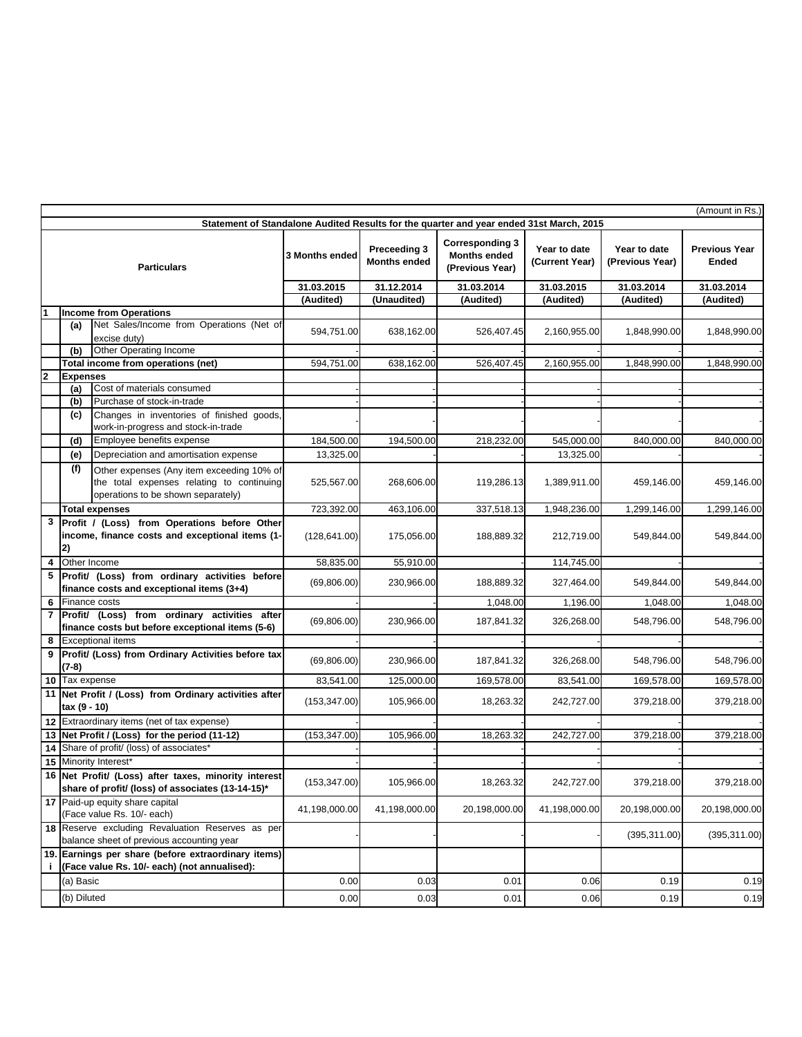(Amount in Rs.)

**Statement of Standalone Audited Results for the quarter and year ended 31st March, 2015**

| | | Particulars | 3 Months ended | Preceeding 3 Months ended | Corresponding 3 Months ended (Previous Year) | Year to date (Current Year) | Year to date (Previous Year) | Previous Year Ended |
|---|---|---|---|---|---|---|---|---|
| | | | 31.03.2015 | 31.12.2014 | 31.03.2014 | 31.03.2015 | 31.03.2014 | 31.03.2014 |
| | | | (Audited) | (Unaudited) | (Audited) | (Audited) | (Audited) | (Audited) |
| 1 | **Income from Operations** | | | | | | | |
| | (a) | Net Sales/Income from Operations (Net of excise duty) | 594,751.00 | 638,162.00 | 526,407.45 | 2,160,955.00 | 1,848,990.00 | 1,848,990.00 |
| | (b) | Other Operating Income | - | - | - | - | - | - |
| | **Total income from operations (net)** | | 594,751.00 | 638,162.00 | 526,407.45 | 2,160,955.00 | 1,848,990.00 | 1,848,990.00 |
| 2 | **Expenses** | | | | | | | |
| | (a) | Cost of materials consumed | - | - | - | - | - | - |
| | (b) | Purchase of stock-in-trade | - | - | - | - | - | - |
| | (c) | Changes in inventories of finished goods, work-in-progress and stock-in-trade | - | - | - | - | - | - |
| | (d) | Employee benefits expense | 184,500.00 | 194,500.00 | 218,232.00 | 545,000.00 | 840,000.00 | 840,000.00 |
| | (e) | Depreciation and amortisation expense | 13,325.00 | - | - | 13,325.00 | - | - |
| | (f) | Other expenses (Any item exceeding 10% of the total expenses relating to continuing operations to be shown separately) | 525,567.00 | 268,606.00 | 119,286.13 | 1,389,911.00 | 459,146.00 | 459,146.00 |
| | **Total expenses** | | 723,392.00 | 463,106.00 | 337,518.13 | 1,948,236.00 | 1,299,146.00 | 1,299,146.00 |
| 3 | **Profit / (Loss) from Operations before Other income, finance costs and exceptional items (1-2)** | | (128,641.00) | 175,056.00 | 188,889.32 | 212,719.00 | 549,844.00 | 549,844.00 |
| 4 | Other Income | | 58,835.00 | 55,910.00 | - | 114,745.00 | - | - |
| 5 | **Profit/ (Loss) from ordinary activities before finance costs and exceptional items (3+4)** | | (69,806.00) | 230,966.00 | 188,889.32 | 327,464.00 | 549,844.00 | 549,844.00 |
| 6 | Finance costs | | - | - | 1,048.00 | 1,196.00 | 1,048.00 | 1,048.00 |
| 7 | **Profit/ (Loss) from ordinary activities after finance costs but before exceptional items (5-6)** | | (69,806.00) | 230,966.00 | 187,841.32 | 326,268.00 | 548,796.00 | 548,796.00 |
| 8 | Exceptional items | | - | - | - | - | - | - |
| 9 | **Profit/ (Loss) from Ordinary Activities before tax (7-8)** | | (69,806.00) | 230,966.00 | 187,841.32 | 326,268.00 | 548,796.00 | 548,796.00 |
| 10 | Tax expense | | 83,541.00 | 125,000.00 | 169,578.00 | 83,541.00 | 169,578.00 | 169,578.00 |
| 11 | **Net Profit / (Loss) from Ordinary activities after tax (9 - 10)** | | (153,347.00) | 105,966.00 | 18,263.32 | 242,727.00 | 379,218.00 | 379,218.00 |
| 12 | Extraordinary items (net of tax expense) | | - | - | - | - | - | - |
| 13 | **Net Profit / (Loss) for the period (11-12)** | | (153,347.00) | 105,966.00 | 18,263.32 | 242,727.00 | 379,218.00 | 379,218.00 |
| 14 | Share of profit/ (loss) of associates* | | - | - | - | - | - | - |
| 15 | Minority Interest* | | - | - | - | - | - | - |
| 16 | **Net Profit/ (Loss) after taxes, minority interest share of profit/ (loss) of associates (13-14-15)*** | | (153,347.00) | 105,966.00 | 18,263.32 | 242,727.00 | 379,218.00 | 379,218.00 |
| 17 | Paid-up equity share capital (Face value Rs. 10/- each) | | 41,198,000.00 | 41,198,000.00 | 20,198,000.00 | 41,198,000.00 | 20,198,000.00 | 20,198,000.00 |
| 18 | Reserve excluding Revaluation Reserves as per balance sheet of previous accounting year | | - | - | - | - | (395,311.00) | (395,311.00) |
| 19.i | **Earnings per share (before extraordinary items) (Face value Rs. 10/- each) (not annualised):** | | | | | | | |
| | (a) Basic | | 0.00 | 0.03 | 0.01 | 0.06 | 0.19 | 0.19 |
| | (b) Diluted | | 0.00 | 0.03 | 0.01 | 0.06 | 0.19 | 0.19 |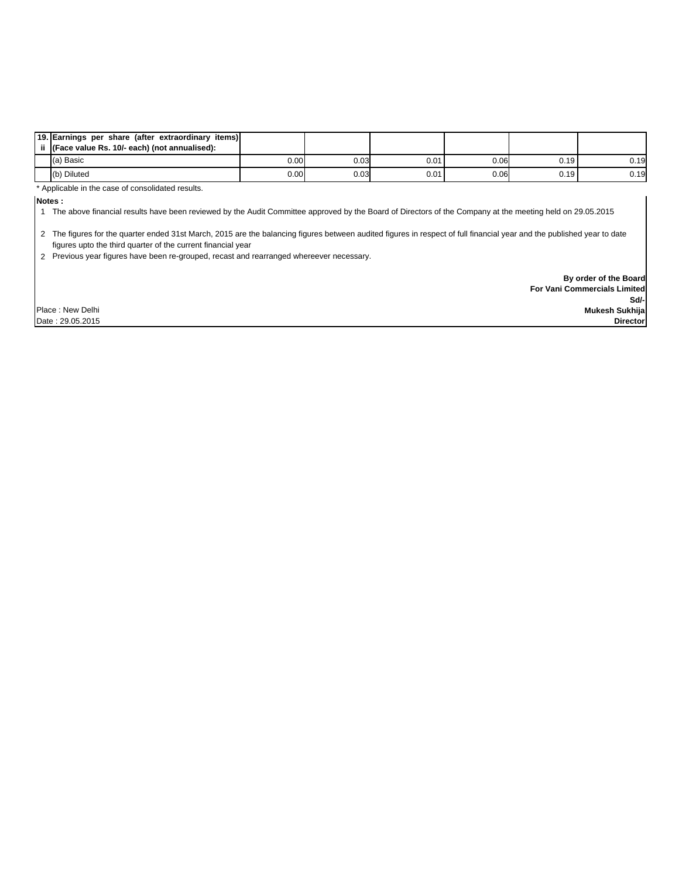| | | | | | | | |
|---|---|---|---|---|---|---|---|
| 19. ii | **Earnings per share (after extraordinary items) (Face value Rs. 10/- each) (not annualised):** | | | | | | |
| | (a) Basic | 0.00 | 0.03 | 0.01 | 0.06 | 0.19 | 0.19 |
| | (b) Diluted | 0.00 | 0.03 | 0.01 | 0.06 | 0.19 | 0.19 |

* Applicable in the case of consolidated results.

**Notes :**

1 The above financial results have been reviewed by the Audit Committee approved by the Board of Directors of the Company at the meeting held on 29.05.2015

2 The figures for the quarter ended 31st March, 2015 are the balancing figures between audited figures in respect of full financial year and the published year to date figures upto the third quarter of the current financial year

2 Previous year figures have been re-grouped, recast and rearranged whereever necessary.

**By order of the Board**
**For Vani Commercials Limited**
**Sd/-**
**Mukesh Sukhija**
**Director**

Place : New Delhi
Date : 29.05.2015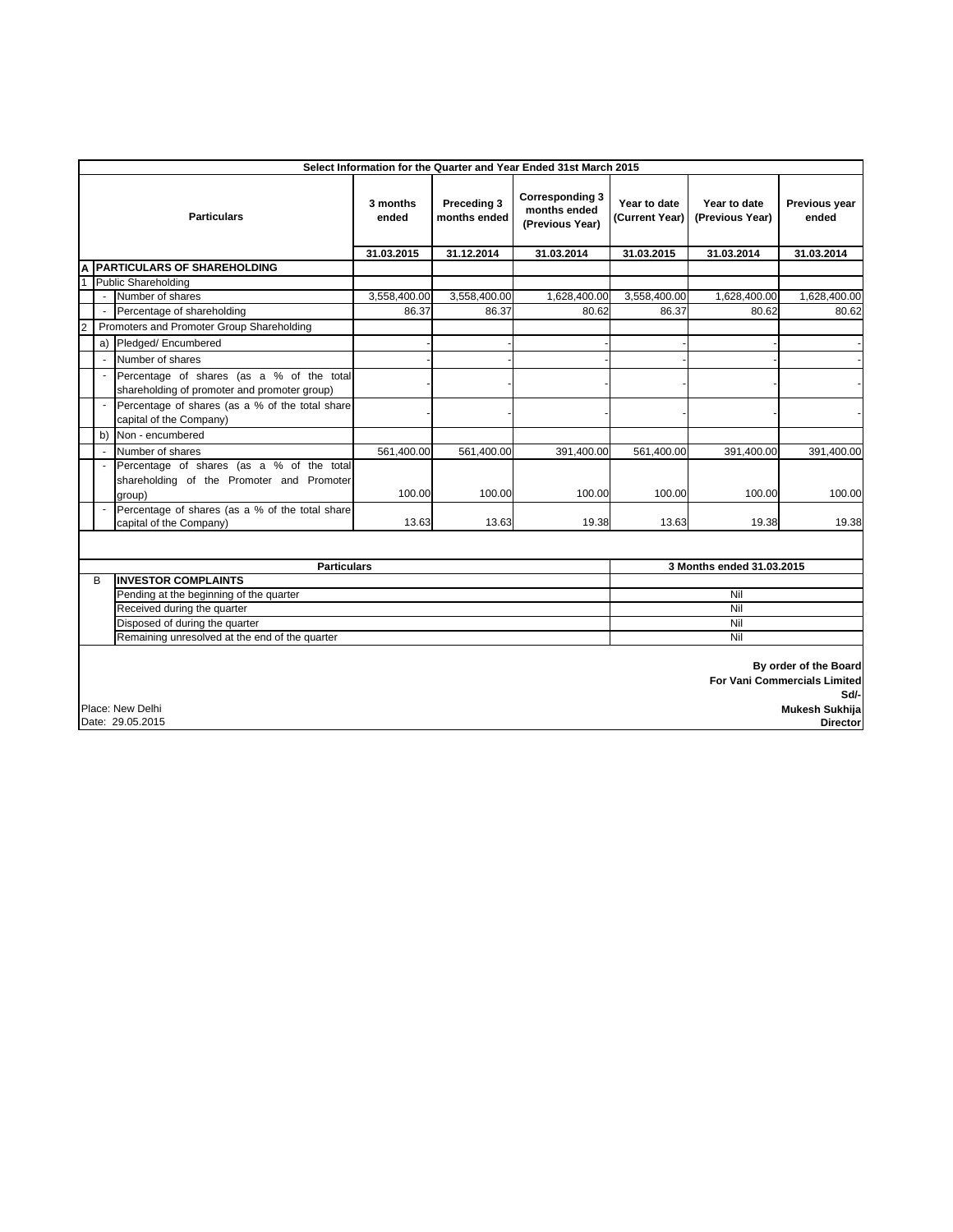| Select Information for the Quarter and Year Ended 31st March 2015 | | | | | | | | |
|---|---|---|---|---|---|---|---|---|
| **Particulars** | | | **3 months ended** | **Preceding 3 months ended** | **Corresponding 3 months ended (Previous Year)** | **Year to date (Current Year)** | **Year to date (Previous Year)** | **Previous year ended** |
| | | | **31.03.2015** | **31.12.2014** | **31.03.2014** | **31.03.2015** | **31.03.2014** | **31.03.2014** |
| **A** | **PARTICULARS OF SHAREHOLDING** | | | | | | | |
| 1 | Public Shareholding | | | | | | | |
| | - | Number of shares | 3,558,400.00 | 3,558,400.00 | 1,628,400.00 | 3,558,400.00 | 1,628,400.00 | 1,628,400.00 |
| | - | Percentage of shareholding | 86.37 | 86.37 | 80.62 | 86.37 | 80.62 | 80.62 |
| 2 | Promoters and Promoter Group Shareholding | | | | | | | |
| | a) | Pledged/ Encumbered | - | - | - | - | - | - |
| | - | Number of shares | - | - | - | - | - | - |
| | - | Percentage of shares (as a % of the total shareholding of promoter and promoter group) | - | - | - | - | - | - |
| | - | Percentage of shares (as a % of the total share capital of the Company) | - | - | - | - | - | - |
| | b) | Non - encumbered | | | | | | |
| | - | Number of shares | 561,400.00 | 561,400.00 | 391,400.00 | 561,400.00 | 391,400.00 | 391,400.00 |
| | - | Percentage of shares (as a % of the total shareholding of the Promoter and Promoter group) | 100.00 | 100.00 | 100.00 | 100.00 | 100.00 | 100.00 |
| | - | Percentage of shares (as a % of the total share capital of the Company) | 13.63 | 13.63 | 19.38 | 13.63 | 19.38 | 19.38 |

| | **Particulars** | **3 Months ended 31.03.2015** |
|---|---|---|
| B | **INVESTOR COMPLAINTS** | |
| | Pending at the beginning of the quarter | Nil |
| | Received during the quarter | Nil |
| | Disposed of during the quarter | Nil |
| | Remaining unresolved at the end of the quarter | Nil |

**By order of the Board**
**For Vani Commercials Limited**
**Sd/-**
**Mukesh Sukhija**
**Director**

Place: New Delhi
Date: 29.05.2015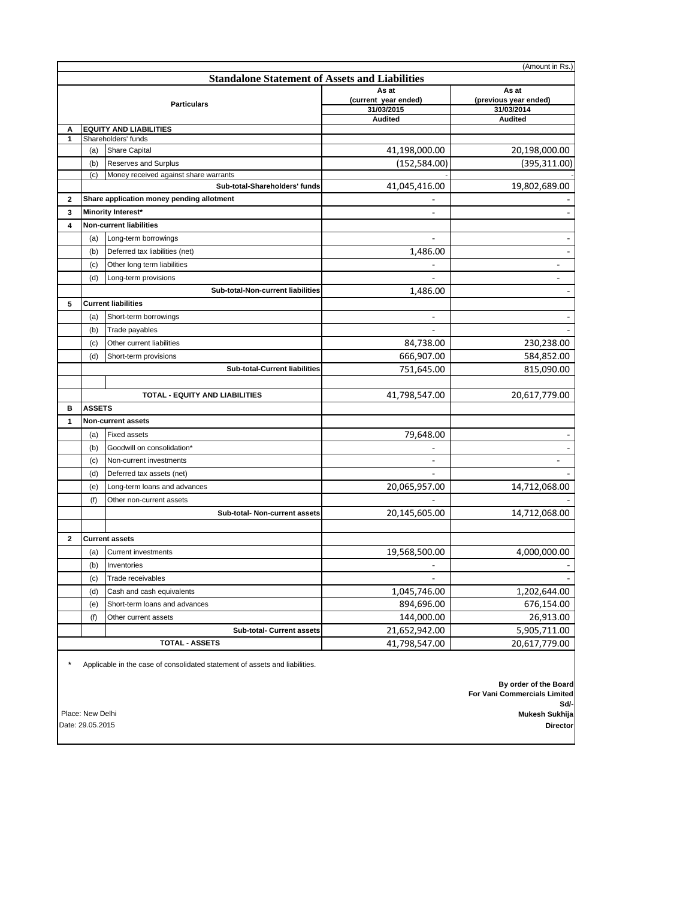(Amount in Rs.)

## Standalone Statement of Assets and Liabilities

| | | Particulars | As at (current year ended) 31/03/2015 Audited | As at (previous year ended) 31/03/2014 Audited |
|---|---|---|---|---|
| **A** | **EQUITY AND LIABILITIES** | | | |
| **1** | Shareholders' funds | | | |
| | (a) | Share Capital | 41,198,000.00 | 20,198,000.00 |
| | (b) | Reserves and Surplus | (152,584.00) | (395,311.00) |
| | (c) | Money received against share warrants | - | - |
| | | **Sub-total-Shareholders' funds** | 41,045,416.00 | 19,802,689.00 |
| **2** | **Share application money pending allotment** | | - | - |
| **3** | **Minority Interest*** | | - | - |
| **4** | **Non-current liabilities** | | | |
| | (a) | Long-term borrowings | - | - |
| | (b) | Deferred tax liabilities (net) | 1,486.00 | - |
| | (c) | Other long term liabilities | - | - |
| | (d) | Long-term provisions | - | - |
| | | **Sub-total-Non-current liabilities** | 1,486.00 | - |
| **5** | **Current liabilities** | | | |
| | (a) | Short-term borrowings | - | - |
| | (b) | Trade payables | - | - |
| | (c) | Other current liabilities | 84,738.00 | 230,238.00 |
| | (d) | Short-term provisions | 666,907.00 | 584,852.00 |
| | | **Sub-total-Current liabilities** | 751,645.00 | 815,090.00 |
| | | | | |
| | | **TOTAL - EQUITY AND LIABILITIES** | 41,798,547.00 | 20,617,779.00 |
| **B** | **ASSETS** | | | |
| **1** | **Non-current assets** | | | |
| | (a) | Fixed assets | 79,648.00 | - |
| | (b) | Goodwill on consolidation* | - | - |
| | (c) | Non-current investments | - | - |
| | (d) | Deferred tax assets (net) | - | - |
| | (e) | Long-term loans and advances | 20,065,957.00 | 14,712,068.00 |
| | (f) | Other non-current assets | - | - |
| | | **Sub-total- Non-current assets** | 20,145,605.00 | 14,712,068.00 |
| | | | | |
| **2** | **Current assets** | | | |
| | (a) | Current investments | 19,568,500.00 | 4,000,000.00 |
| | (b) | Inventories | - | - |
| | (c) | Trade receivables | - | - |
| | (d) | Cash and cash equivalents | 1,045,746.00 | 1,202,644.00 |
| | (e) | Short-term loans and advances | 894,696.00 | 676,154.00 |
| | (f) | Other current assets | 144,000.00 | 26,913.00 |
| | | **Sub-total- Current assets** | 21,652,942.00 | 5,905,711.00 |
| | | **TOTAL - ASSETS** | 41,798,547.00 | 20,617,779.00 |

\* Applicable in the case of consolidated statement of assets and liabilities.

**By order of the Board**
**For Vani Commercials Limited**
**Sd/-**
**Mukesh Sukhija**
**Director**

Place: New Delhi
Date: 29.05.2015